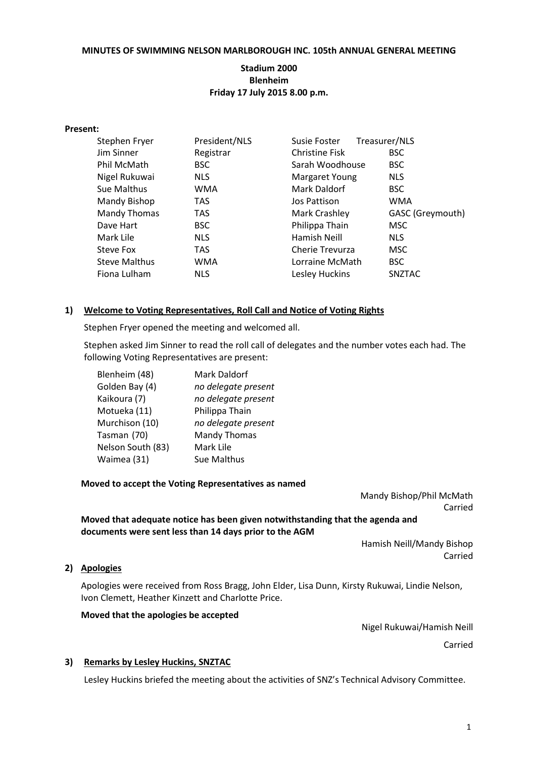**MINUTES OF SWIMMING NELSON MARLBOROUGH INC. 105th ANNUAL GENERAL MEETING**

**Stadium 2000**
**Blenheim**
**Friday 17 July 2015 8.00 p.m.**

**Present:**

| | | | |
|---|---|---|---|
| Stephen Fryer | President/NLS | Susie Foster | Treasurer/NLS |
| Jim Sinner | Registrar | Christine Fisk | BSC |
| Phil McMath | BSC | Sarah Woodhouse | BSC |
| Nigel Rukuwai | NLS | Margaret Young | NLS |
| Sue Malthus | WMA | Mark Daldorf | BSC |
| Mandy Bishop | TAS | Jos Pattison | WMA |
| Mandy Thomas | TAS | Mark Crashley | GASC (Greymouth) |
| Dave Hart | BSC | Philippa Thain | MSC |
| Mark Lile | NLS | Hamish Neill | NLS |
| Steve Fox | TAS | Cherie Trevurza | MSC |
| Steve Malthus | WMA | Lorraine McMath | BSC |
| Fiona Lulham | NLS | Lesley Huckins | SNZTAC |

## 1) Welcome to Voting Representatives, Roll Call and Notice of Voting Rights

Stephen Fryer opened the meeting and welcomed all.

Stephen asked Jim Sinner to read the roll call of delegates and the number votes each had. The following Voting Representatives are present:

| | |
|---|---|
| Blenheim (48) | Mark Daldorf |
| Golden Bay (4) | *no delegate present* |
| Kaikoura (7) | *no delegate present* |
| Motueka (11) | Philippa Thain |
| Murchison (10) | *no delegate present* |
| Tasman (70) | Mandy Thomas |
| Nelson South (83) | Mark Lile |
| Waimea (31) | Sue Malthus |

**Moved to accept the Voting Representatives as named**

Mandy Bishop/Phil McMath
Carried

**Moved that adequate notice has been given notwithstanding that the agenda and documents were sent less than 14 days prior to the AGM**

Hamish Neill/Mandy Bishop
Carried

## 2) Apologies

Apologies were received from Ross Bragg, John Elder, Lisa Dunn, Kirsty Rukuwai, Lindie Nelson, Ivon Clemett, Heather Kinzett and Charlotte Price.

**Moved that the apologies be accepted**

Nigel Rukuwai/Hamish Neill
Carried

## 3) Remarks by Lesley Huckins, SNZTAC

Lesley Huckins briefed the meeting about the activities of SNZ's Technical Advisory Committee.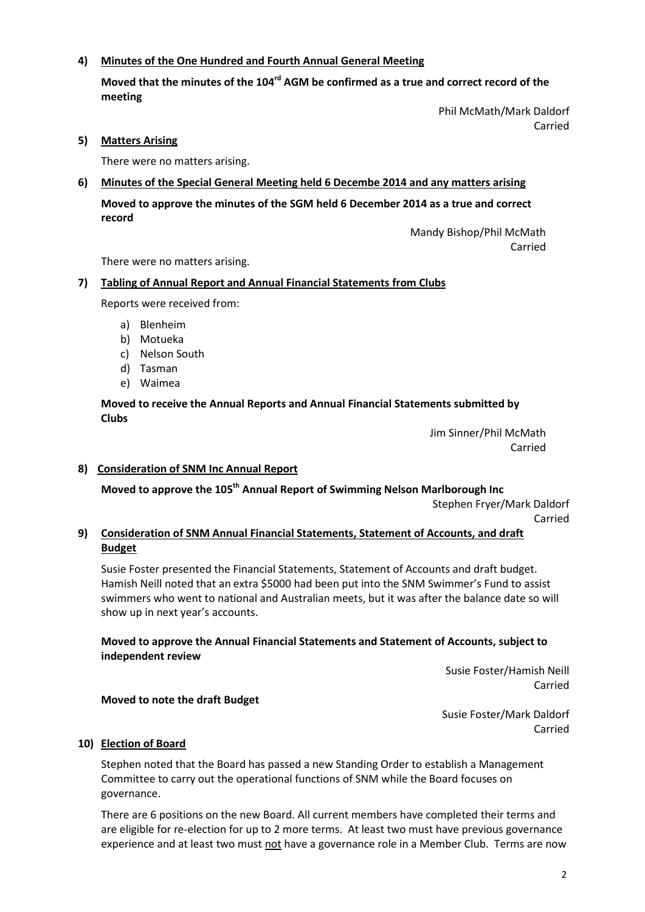**4) Minutes of the One Hundred and Fourth Annual General Meeting**

**Moved that the minutes of the 104rd AGM be confirmed as a true and correct record of the meeting**

Phil McMath/Mark Daldorf
Carried

**5) Matters Arising**

There were no matters arising.

**6) Minutes of the Special General Meeting held 6 Decembe 2014 and any matters arising**

**Moved to approve the minutes of the SGM held 6 December 2014 as a true and correct record**

Mandy Bishop/Phil McMath
Carried

There were no matters arising.

**7) Tabling of Annual Report and Annual Financial Statements from Clubs**

Reports were received from:

a) Blenheim
b) Motueka
c) Nelson South
d) Tasman
e) Waimea

**Moved to receive the Annual Reports and Annual Financial Statements submitted by Clubs**

Jim Sinner/Phil McMath
Carried

**8) Consideration of SNM Inc Annual Report**

**Moved to approve the 105th Annual Report of Swimming Nelson Marlborough Inc**

Stephen Fryer/Mark Daldorf
Carried

**9) Consideration of SNM Annual Financial Statements, Statement of Accounts, and draft Budget**

Susie Foster presented the Financial Statements, Statement of Accounts and draft budget. Hamish Neill noted that an extra $5000 had been put into the SNM Swimmer's Fund to assist swimmers who went to national and Australian meets, but it was after the balance date so will show up in next year's accounts.

**Moved to approve the Annual Financial Statements and Statement of Accounts, subject to independent review**

Susie Foster/Hamish Neill
Carried

**Moved to note the draft Budget**

Susie Foster/Mark Daldorf
Carried

**10) Election of Board**

Stephen noted that the Board has passed a new Standing Order to establish a Management Committee to carry out the operational functions of SNM while the Board focuses on governance.

There are 6 positions on the new Board. All current members have completed their terms and are eligible for re-election for up to 2 more terms. At least two must have previous governance experience and at least two must not have a governance role in a Member Club. Terms are now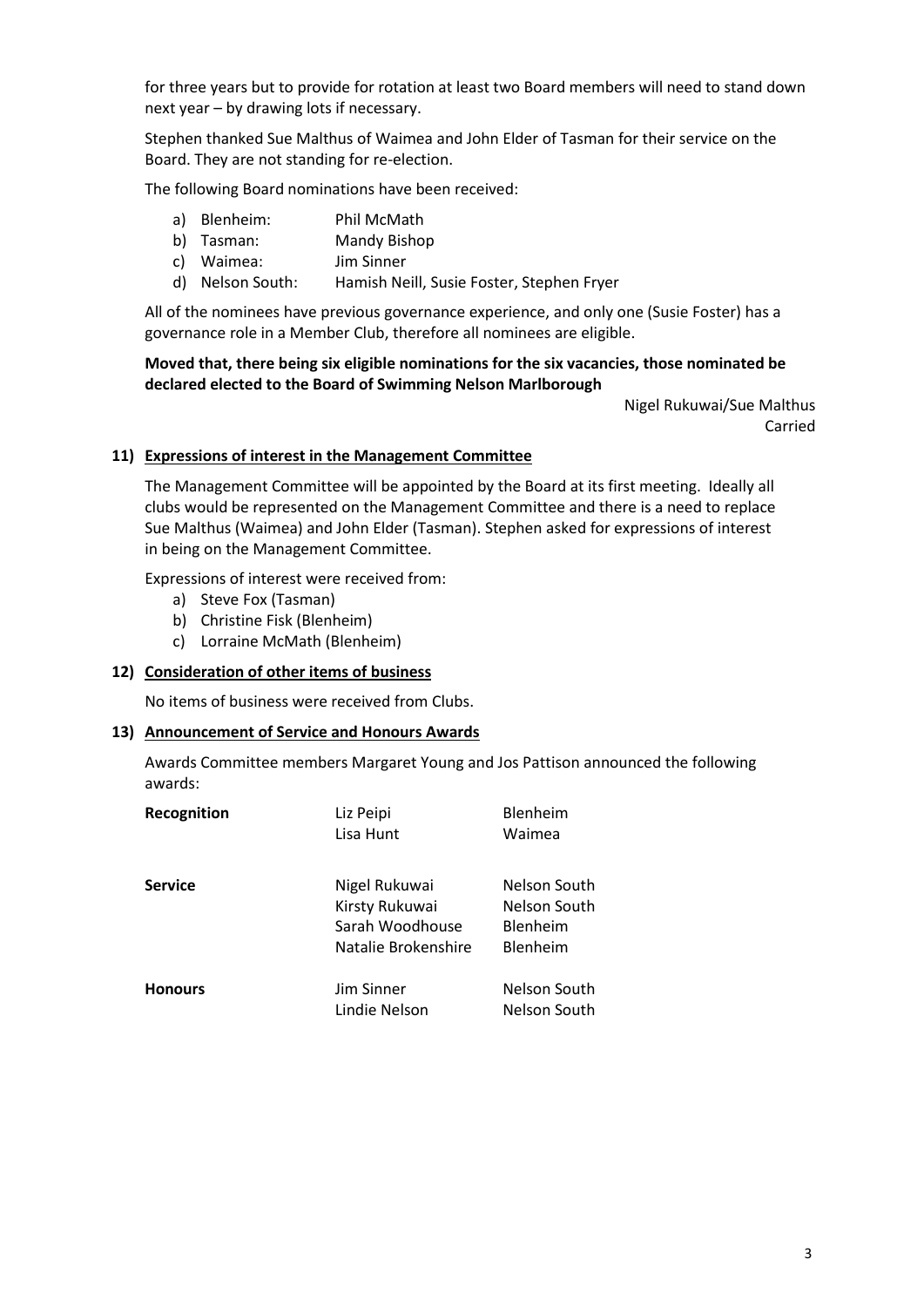for three years but to provide for rotation at least two Board members will need to stand down next year – by drawing lots if necessary.

Stephen thanked Sue Malthus of Waimea and John Elder of Tasman for their service on the Board. They are not standing for re-election.

The following Board nominations have been received:

a) Blenheim: Phil McMath
b) Tasman: Mandy Bishop
c) Waimea: Jim Sinner
d) Nelson South: Hamish Neill, Susie Foster, Stephen Fryer

All of the nominees have previous governance experience, and only one (Susie Foster) has a governance role in a Member Club, therefore all nominees are eligible.

**Moved that, there being six eligible nominations for the six vacancies, those nominated be declared elected to the Board of Swimming Nelson Marlborough**

Nigel Rukuwai/Sue Malthus
Carried

## 11) Expressions of interest in the Management Committee

The Management Committee will be appointed by the Board at its first meeting. Ideally all clubs would be represented on the Management Committee and there is a need to replace Sue Malthus (Waimea) and John Elder (Tasman). Stephen asked for expressions of interest in being on the Management Committee.

Expressions of interest were received from:

a) Steve Fox (Tasman)
b) Christine Fisk (Blenheim)
c) Lorraine McMath (Blenheim)

## 12) Consideration of other items of business

No items of business were received from Clubs.

## 13) Announcement of Service and Honours Awards

Awards Committee members Margaret Young and Jos Pattison announced the following awards:

| Award | Name | Club |
|---|---|---|
| **Recognition** | Liz Peipi | Blenheim |
| | Lisa Hunt | Waimea |
| **Service** | Nigel Rukuwai | Nelson South |
| | Kirsty Rukuwai | Nelson South |
| | Sarah Woodhouse | Blenheim |
| | Natalie Brokenshire | Blenheim |
| **Honours** | Jim Sinner | Nelson South |
| | Lindie Nelson | Nelson South |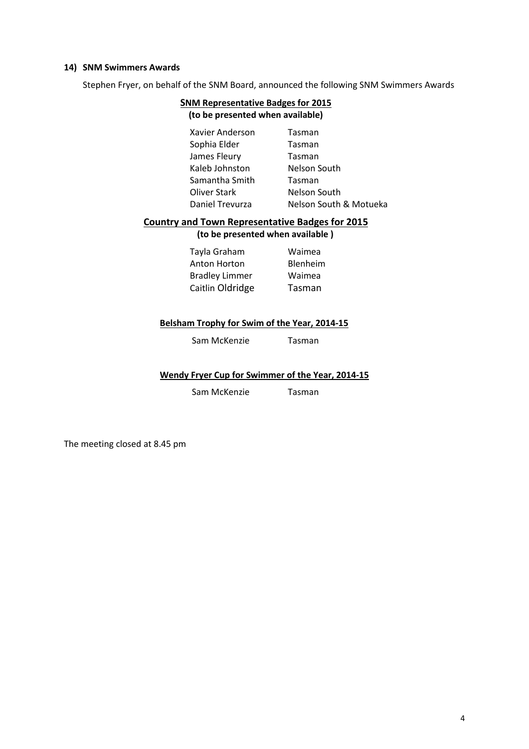## 14) SNM Swimmers Awards

Stephen Fryer, on behalf of the SNM Board, announced the following SNM Swimmers Awards

**SNM Representative Badges for 2015**
**(to be presented when available)**

| | |
|---|---|
| Xavier Anderson | Tasman |
| Sophia Elder | Tasman |
| James Fleury | Tasman |
| Kaleb Johnston | Nelson South |
| Samantha Smith | Tasman |
| Oliver Stark | Nelson South |
| Daniel Trevurza | Nelson South & Motueka |

**Country and Town Representative Badges for 2015**
**(to be presented when available )**

| | |
|---|---|
| Tayla Graham | Waimea |
| Anton Horton | Blenheim |
| Bradley Limmer | Waimea |
| Caitlin Oldridge | Tasman |

**Belsham Trophy for Swim of the Year, 2014-15**

Sam McKenzie Tasman

**Wendy Fryer Cup for Swimmer of the Year, 2014-15**

Sam McKenzie Tasman

The meeting closed at 8.45 pm